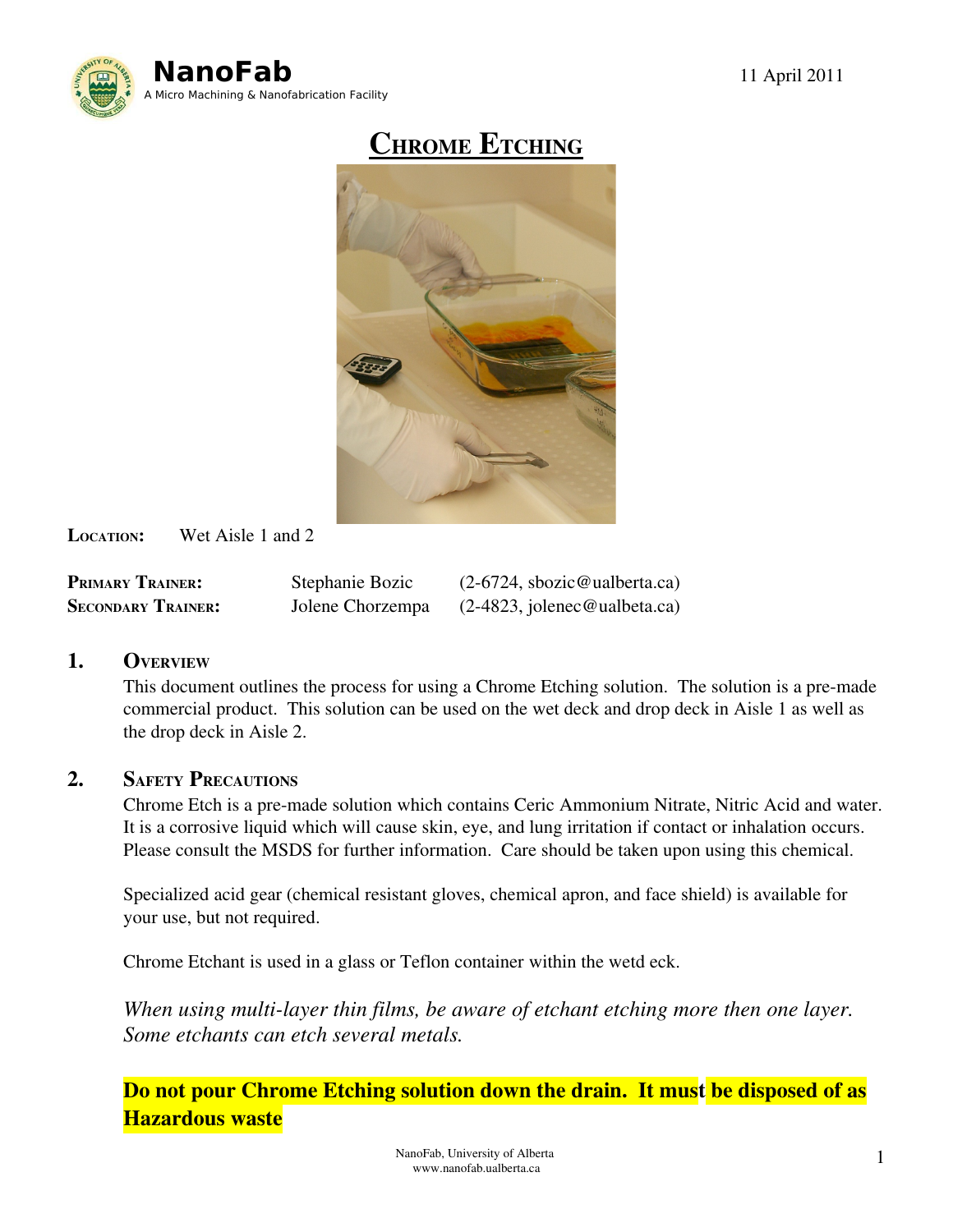NanoFab
A Micro Machining & Nanofabrication Facility

11 April 2011

# Chrome Etching

**Location:** Wet Aisle 1 and 2

| | | |
|---|---|---|
| **Primary Trainer:** | Stephanie Bozic | (2-6724, sbozic@ualberta.ca) |
| **Secondary Trainer:** | Jolene Chorzempa | (2-4823, jolenec@ualbeta.ca) |

## 1. Overview

This document outlines the process for using a Chrome Etching solution. The solution is a pre-made commercial product. This solution can be used on the wet deck and drop deck in Aisle 1 as well as the drop deck in Aisle 2.

## 2. Safety Precautions

Chrome Etch is a pre-made solution which contains Ceric Ammonium Nitrate, Nitric Acid and water. It is a corrosive liquid which will cause skin, eye, and lung irritation if contact or inhalation occurs. Please consult the MSDS for further information. Care should be taken upon using this chemical.

Specialized acid gear (chemical resistant gloves, chemical apron, and face shield) is available for your use, but not required.

Chrome Etchant is used in a glass or Teflon container within the wetd eck.

*When using multi-layer thin films, be aware of etchant etching more then one layer. Some etchants can etch several metals.*

**Do not pour Chrome Etching solution down the drain. It must be disposed of as Hazardous waste**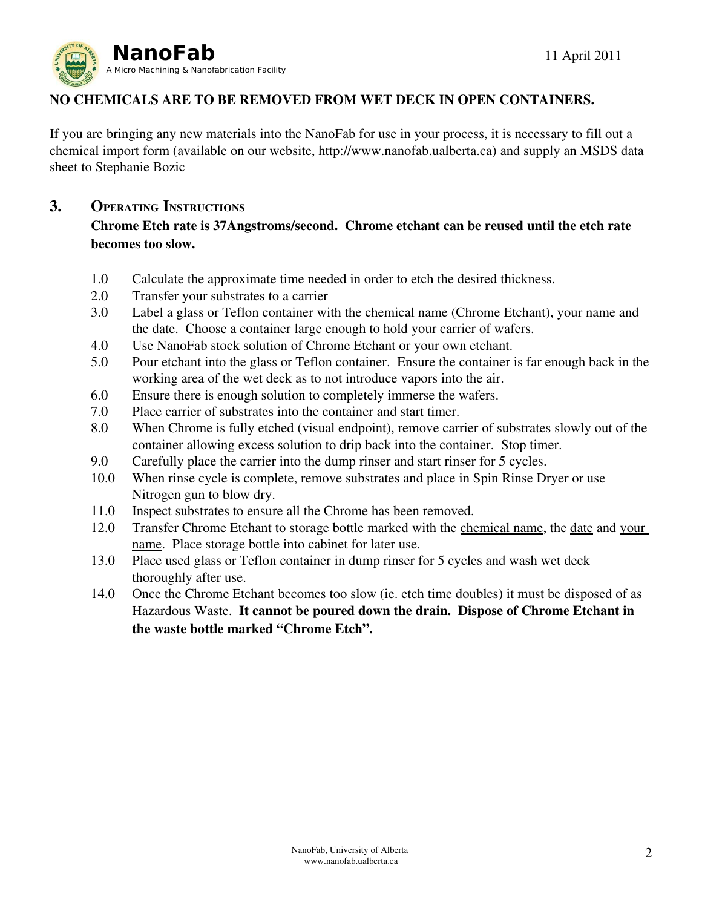**NO CHEMICALS ARE TO BE REMOVED FROM WET DECK IN OPEN CONTAINERS.**

If you are bringing any new materials into the NanoFab for use in your process, it is necessary to fill out a chemical import form (available on our website, http://www.nanofab.ualberta.ca) and supply an MSDS data sheet to Stephanie Bozic

## 3. Operating Instructions

**Chrome Etch rate is 37Angstroms/second. Chrome etchant can be reused until the etch rate becomes too slow.**

1.0 Calculate the approximate time needed in order to etch the desired thickness.

2.0 Transfer your substrates to a carrier

3.0 Label a glass or Teflon container with the chemical name (Chrome Etchant), your name and the date. Choose a container large enough to hold your carrier of wafers.

4.0 Use NanoFab stock solution of Chrome Etchant or your own etchant.

5.0 Pour etchant into the glass or Teflon container. Ensure the container is far enough back in the working area of the wet deck as to not introduce vapors into the air.

6.0 Ensure there is enough solution to completely immerse the wafers.

7.0 Place carrier of substrates into the container and start timer.

8.0 When Chrome is fully etched (visual endpoint), remove carrier of substrates slowly out of the container allowing excess solution to drip back into the container. Stop timer.

9.0 Carefully place the carrier into the dump rinser and start rinser for 5 cycles.

10.0 When rinse cycle is complete, remove substrates and place in Spin Rinse Dryer or use Nitrogen gun to blow dry.

11.0 Inspect substrates to ensure all the Chrome has been removed.

12.0 Transfer Chrome Etchant to storage bottle marked with the <u>chemical name</u>, the <u>date</u> and <u>your name</u>. Place storage bottle into cabinet for later use.

13.0 Place used glass or Teflon container in dump rinser for 5 cycles and wash wet deck thoroughly after use.

14.0 Once the Chrome Etchant becomes too slow (ie. etch time doubles) it must be disposed of as Hazardous Waste. **It cannot be poured down the drain. Dispose of Chrome Etchant in the waste bottle marked "Chrome Etch".**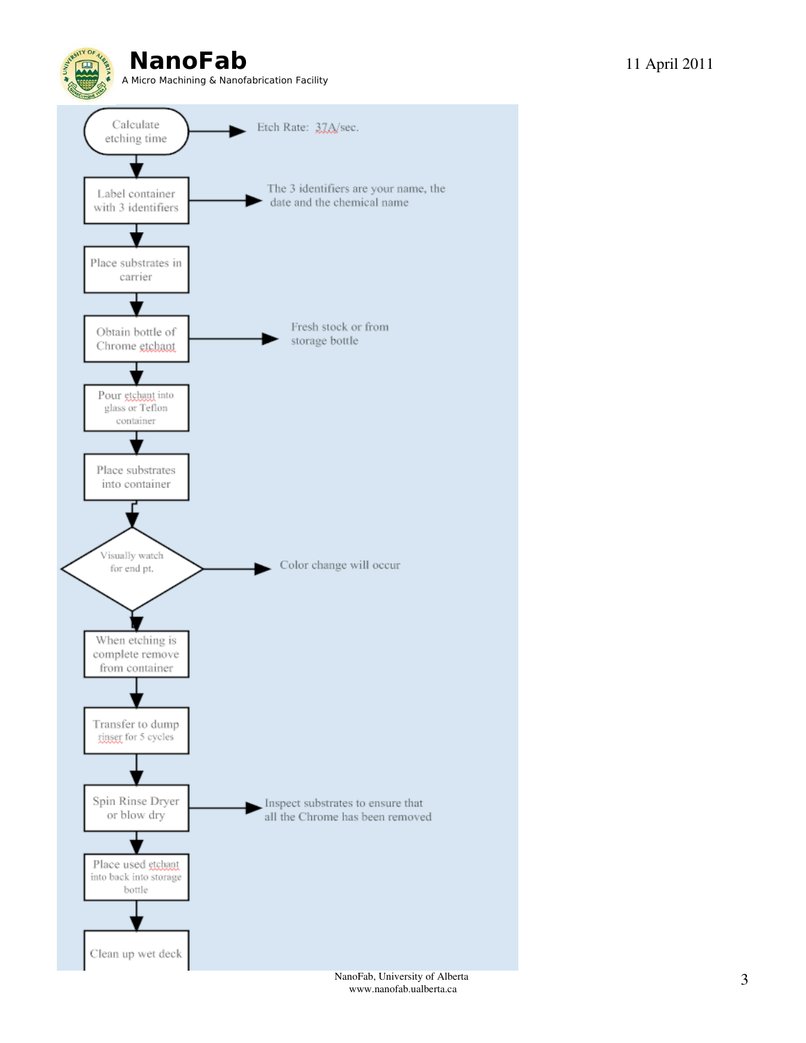- Calculate etching time → Etch Rate: 37A/sec.
- Label container with 3 identifiers → The 3 identifiers are your name, the date and the chemical name
- Place substrates in carrier
- Obtain bottle of Chrome etchant → Fresh stock or from storage bottle
- Pour etchant into glass or Teflon container
- Place substrates into container
- Visually watch for end pt. → Color change will occur
- When etching is complete remove from container
- Transfer to dump rinser for 5 cycles
- Spin Rinse Dryer or blow dry → Inspect substrates to ensure that all the Chrome has been removed
- Place used etchant into back into storage bottle
- Clean up wet deck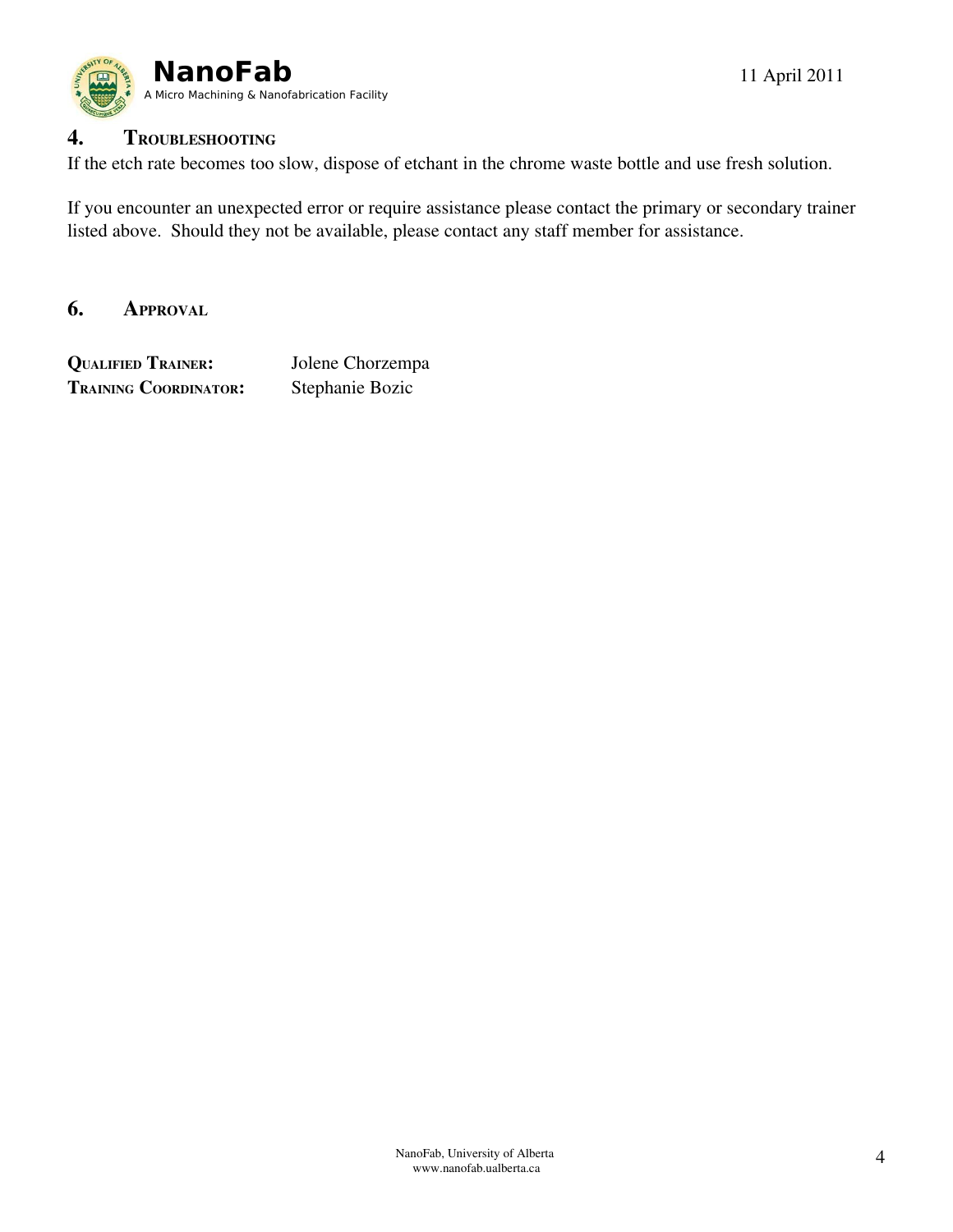## 4. Troubleshooting

If the etch rate becomes too slow, dispose of etchant in the chrome waste bottle and use fresh solution.

If you encounter an unexpected error or require assistance please contact the primary or secondary trainer listed above. Should they not be available, please contact any staff member for assistance.

## 6. Approval

**Qualified Trainer:** Jolene Chorzempa
**Training Coordinator:** Stephanie Bozic